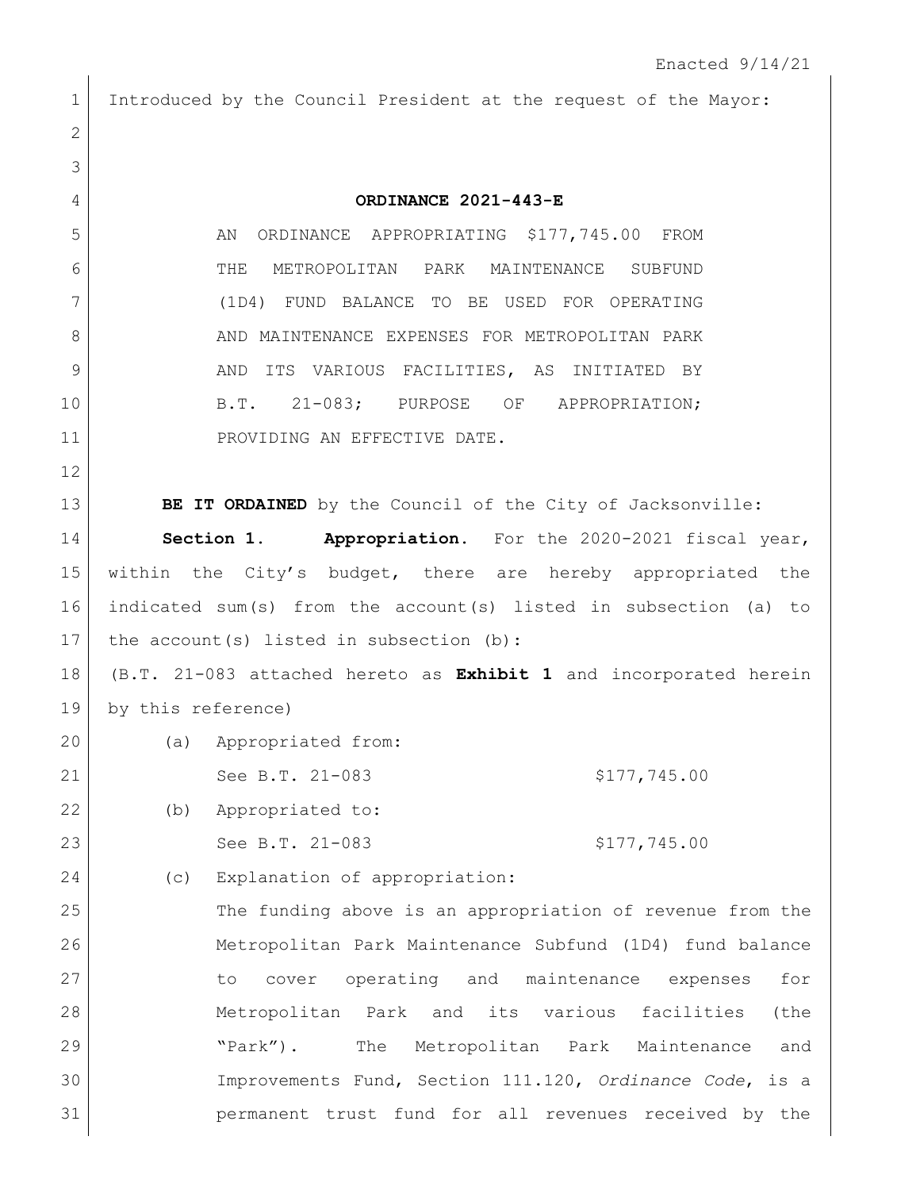Enacted 9/14/21

Introduced by the Council President at the request of the Mayor:

**ORDINANCE 2021-443-E**

AN ORDINANCE APPROPRIATING $177,745.00 FROM THE METROPOLITAN PARK MAINTENANCE SUBFUND (1D4) FUND BALANCE TO BE USED FOR OPERATING AND MAINTENANCE EXPENSES FOR METROPOLITAN PARK AND ITS VARIOUS FACILITIES, AS INITIATED BY B.T. 21-083; PURPOSE OF APPROPRIATION; PROVIDING AN EFFECTIVE DATE.

**BE IT ORDAINED** by the Council of the City of Jacksonville:

**Section 1. Appropriation.** For the 2020-2021 fiscal year, within the City's budget, there are hereby appropriated the indicated sum(s) from the account(s) listed in subsection (a) to the account(s) listed in subsection (b):

(B.T. 21-083 attached hereto as **Exhibit 1** and incorporated herein by this reference)

(a) Appropriated from:

See B.T. 21-083 $177,745.00

(b) Appropriated to:

See B.T. 21-083 $177,745.00

(c) Explanation of appropriation:

The funding above is an appropriation of revenue from the Metropolitan Park Maintenance Subfund (1D4) fund balance to cover operating and maintenance expenses for Metropolitan Park and its various facilities (the "Park"). The Metropolitan Park Maintenance and Improvements Fund, Section 111.120, *Ordinance Code*, is a permanent trust fund for all revenues received by the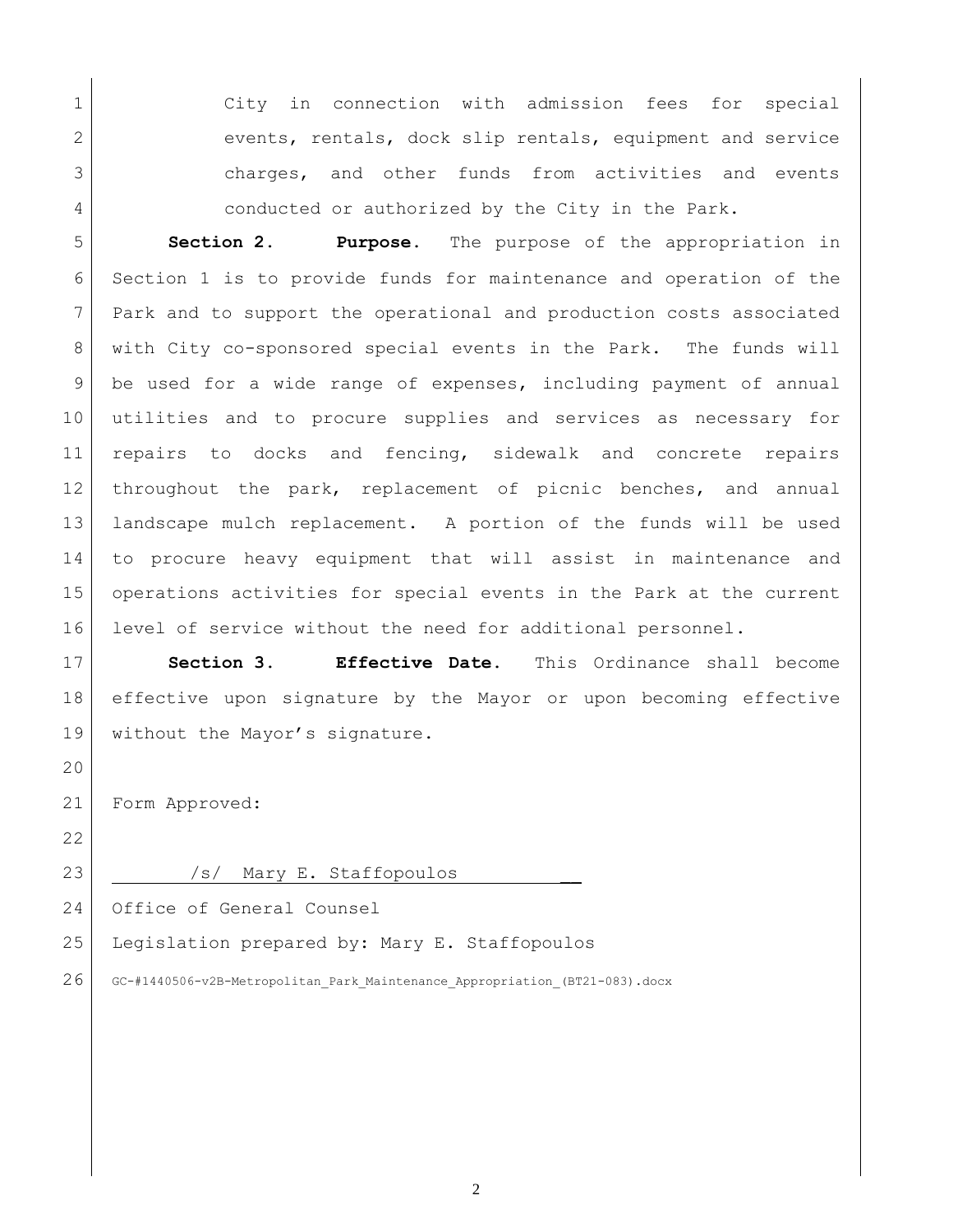City in connection with admission fees for special events, rentals, dock slip rentals, equipment and service charges, and other funds from activities and events conducted or authorized by the City in the Park.

**Section 2. Purpose.** The purpose of the appropriation in Section 1 is to provide funds for maintenance and operation of the Park and to support the operational and production costs associated with City co-sponsored special events in the Park. The funds will be used for a wide range of expenses, including payment of annual utilities and to procure supplies and services as necessary for repairs to docks and fencing, sidewalk and concrete repairs throughout the park, replacement of picnic benches, and annual landscape mulch replacement. A portion of the funds will be used to procure heavy equipment that will assist in maintenance and operations activities for special events in the Park at the current level of service without the need for additional personnel.

**Section 3. Effective Date.** This Ordinance shall become effective upon signature by the Mayor or upon becoming effective without the Mayor's signature.

Form Approved:

/s/ Mary E. Staffopoulos

Office of General Counsel

Legislation prepared by: Mary E. Staffopoulos

GC-#1440506-v2B-Metropolitan_Park_Maintenance_Appropriation_(BT21-083).docx